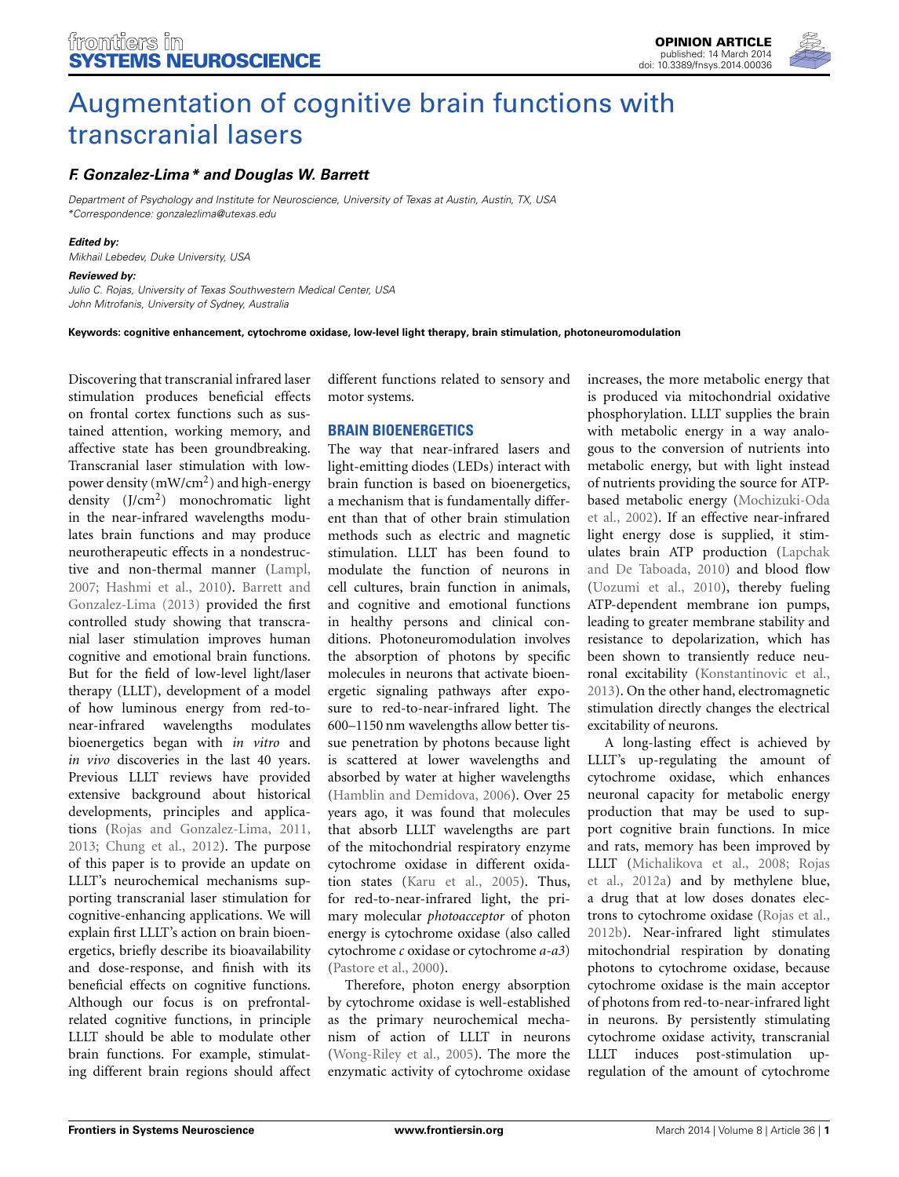# Augmentation of cognitive brain functions with transcranial lasers

***F. Gonzalez-Lima\* and Douglas W. Barrett***

*Department of Psychology and Institute for Neuroscience, University of Texas at Austin, Austin, TX, USA*
*\*Correspondence: gonzalezlima@utexas.edu*

***Edited by:***
*Mikhail Lebedev, Duke University, USA*

***Reviewed by:***
*Julio C. Rojas, University of Texas Southwestern Medical Center, USA*
*John Mitrofanis, University of Sydney, Australia*

**Keywords: cognitive enhancement, cytochrome oxidase, low-level light therapy, brain stimulation, photoneuromodulation**

Discovering that transcranial infrared laser stimulation produces beneficial effects on frontal cortex functions such as sustained attention, working memory, and affective state has been groundbreaking. Transcranial laser stimulation with low-power density (mW/cm$^2$) and high-energy density (J/cm$^2$) monochromatic light in the near-infrared wavelengths modulates brain functions and may produce neurotherapeutic effects in a nondestructive and non-thermal manner (Lampl, 2007; Hashmi et al., 2010). Barrett and Gonzalez-Lima (2013) provided the first controlled study showing that transcranial laser stimulation improves human cognitive and emotional brain functions. But for the field of low-level light/laser therapy (LLLT), development of a model of how luminous energy from red-to-near-infrared wavelengths modulates bioenergetics began with *in vitro* and *in vivo* discoveries in the last 40 years. Previous LLLT reviews have provided extensive background about historical developments, principles and applications (Rojas and Gonzalez-Lima, 2011, 2013; Chung et al., 2012). The purpose of this paper is to provide an update on LLLT's neurochemical mechanisms supporting transcranial laser stimulation for cognitive-enhancing applications. We will explain first LLLT's action on brain bioenergetics, briefly describe its bioavailability and dose-response, and finish with its beneficial effects on cognitive functions. Although our focus is on prefrontal-related cognitive functions, in principle LLLT should be able to modulate other brain functions. For example, stimulating different brain regions should affect different functions related to sensory and motor systems.

## BRAIN BIOENERGETICS

The way that near-infrared lasers and light-emitting diodes (LEDs) interact with brain function is based on bioenergetics, a mechanism that is fundamentally different than that of other brain stimulation methods such as electric and magnetic stimulation. LLLT has been found to modulate the function of neurons in cell cultures, brain function in animals, and cognitive and emotional functions in healthy persons and clinical conditions. Photoneuromodulation involves the absorption of photons by specific molecules in neurons that activate bioenergetic signaling pathways after exposure to red-to-near-infrared light. The 600–1150 nm wavelengths allow better tissue penetration by photons because light is scattered at lower wavelengths and absorbed by water at higher wavelengths (Hamblin and Demidova, 2006). Over 25 years ago, it was found that molecules that absorb LLLT wavelengths are part of the mitochondrial respiratory enzyme cytochrome oxidase in different oxidation states (Karu et al., 2005). Thus, for red-to-near-infrared light, the primary molecular *photoacceptor* of photon energy is cytochrome oxidase (also called cytochrome *c* oxidase or cytochrome *a-a3*) (Pastore et al., 2000).

Therefore, photon energy absorption by cytochrome oxidase is well-established as the primary neurochemical mechanism of action of LLLT in neurons (Wong-Riley et al., 2005). The more the enzymatic activity of cytochrome oxidase increases, the more metabolic energy that is produced via mitochondrial oxidative phosphorylation. LLLT supplies the brain with metabolic energy in a way analogous to the conversion of nutrients into metabolic energy, but with light instead of nutrients providing the source for ATP-based metabolic energy (Mochizuki-Oda et al., 2002). If an effective near-infrared light energy dose is supplied, it stimulates brain ATP production (Lapchak and De Taboada, 2010) and blood flow (Uozumi et al., 2010), thereby fueling ATP-dependent membrane ion pumps, leading to greater membrane stability and resistance to depolarization, which has been shown to transiently reduce neuronal excitability (Konstantinovic et al., 2013). On the other hand, electromagnetic stimulation directly changes the electrical excitability of neurons.

A long-lasting effect is achieved by LLLT's up-regulating the amount of cytochrome oxidase, which enhances neuronal capacity for metabolic energy production that may be used to support cognitive brain functions. In mice and rats, memory has been improved by LLLT (Michalikova et al., 2008; Rojas et al., 2012a) and by methylene blue, a drug that at low doses donates electrons to cytochrome oxidase (Rojas et al., 2012b). Near-infrared light stimulates mitochondrial respiration by donating photons to cytochrome oxidase, because cytochrome oxidase is the main acceptor of photons from red-to-near-infrared light in neurons. By persistently stimulating cytochrome oxidase activity, transcranial LLLT induces post-stimulation up-regulation of the amount of cytochrome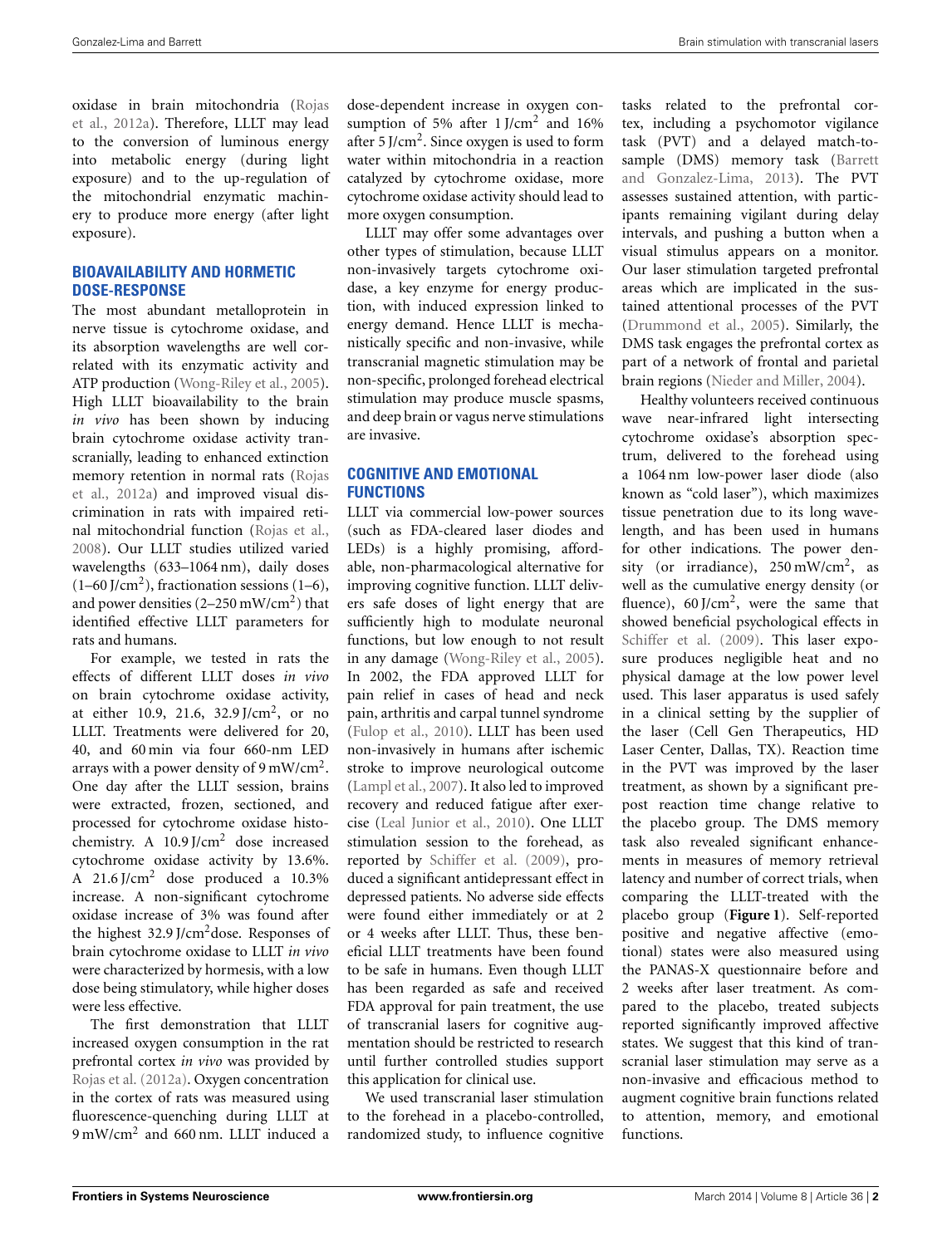oxidase in brain mitochondria (Rojas et al., 2012a). Therefore, LLLT may lead to the conversion of luminous energy into metabolic energy (during light exposure) and to the up-regulation of the mitochondrial enzymatic machinery to produce more energy (after light exposure).

## BIOAVAILABILITY AND HORMETIC DOSE-RESPONSE

The most abundant metalloprotein in nerve tissue is cytochrome oxidase, and its absorption wavelengths are well correlated with its enzymatic activity and ATP production (Wong-Riley et al., 2005). High LLLT bioavailability to the brain *in vivo* has been shown by inducing brain cytochrome oxidase activity transcranially, leading to enhanced extinction memory retention in normal rats (Rojas et al., 2012a) and improved visual discrimination in rats with impaired retinal mitochondrial function (Rojas et al., 2008). Our LLLT studies utilized varied wavelengths (633–1064 nm), daily doses (1–60 J/cm$^2$), fractionation sessions (1–6), and power densities (2–250 mW/cm$^2$) that identified effective LLLT parameters for rats and humans.

For example, we tested in rats the effects of different LLLT doses *in vivo* on brain cytochrome oxidase activity, at either 10.9, 21.6, 32.9 J/cm$^2$, or no LLLT. Treatments were delivered for 20, 40, and 60 min via four 660-nm LED arrays with a power density of 9 mW/cm$^2$. One day after the LLLT session, brains were extracted, frozen, sectioned, and processed for cytochrome oxidase histochemistry. A 10.9 J/cm$^2$ dose increased cytochrome oxidase activity by 13.6%. A 21.6 J/cm$^2$ dose produced a 10.3% increase. A non-significant cytochrome oxidase increase of 3% was found after the highest 32.9 J/cm$^2$dose. Responses of brain cytochrome oxidase to LLLT *in vivo* were characterized by hormesis, with a low dose being stimulatory, while higher doses were less effective.

The first demonstration that LLLT increased oxygen consumption in the rat prefrontal cortex *in vivo* was provided by Rojas et al. (2012a). Oxygen concentration in the cortex of rats was measured using fluorescence-quenching during LLLT at 9 mW/cm$^2$ and 660 nm. LLLT induced a dose-dependent increase in oxygen consumption of 5% after 1 J/cm$^2$ and 16% after 5 J/cm$^2$. Since oxygen is used to form water within mitochondria in a reaction catalyzed by cytochrome oxidase, more cytochrome oxidase activity should lead to more oxygen consumption.

LLLT may offer some advantages over other types of stimulation, because LLLT non-invasively targets cytochrome oxidase, a key enzyme for energy production, with induced expression linked to energy demand. Hence LLLT is mechanistically specific and non-invasive, while transcranial magnetic stimulation may be non-specific, prolonged forehead electrical stimulation may produce muscle spasms, and deep brain or vagus nerve stimulations are invasive.

## COGNITIVE AND EMOTIONAL FUNCTIONS

LLLT via commercial low-power sources (such as FDA-cleared laser diodes and LEDs) is a highly promising, affordable, non-pharmacological alternative for improving cognitive function. LLLT delivers safe doses of light energy that are sufficiently high to modulate neuronal functions, but low enough to not result in any damage (Wong-Riley et al., 2005). In 2002, the FDA approved LLLT for pain relief in cases of head and neck pain, arthritis and carpal tunnel syndrome (Fulop et al., 2010). LLLT has been used non-invasively in humans after ischemic stroke to improve neurological outcome (Lampl et al., 2007). It also led to improved recovery and reduced fatigue after exercise (Leal Junior et al., 2010). One LLLT stimulation session to the forehead, as reported by Schiffer et al. (2009), produced a significant antidepressant effect in depressed patients. No adverse side effects were found either immediately or at 2 or 4 weeks after LLLT. Thus, these beneficial LLLT treatments have been found to be safe in humans. Even though LLLT has been regarded as safe and received FDA approval for pain treatment, the use of transcranial lasers for cognitive augmentation should be restricted to research until further controlled studies support this application for clinical use.

We used transcranial laser stimulation to the forehead in a placebo-controlled, randomized study, to influence cognitive tasks related to the prefrontal cortex, including a psychomotor vigilance task (PVT) and a delayed match-to-sample (DMS) memory task (Barrett and Gonzalez-Lima, 2013). The PVT assesses sustained attention, with participants remaining vigilant during delay intervals, and pushing a button when a visual stimulus appears on a monitor. Our laser stimulation targeted prefrontal areas which are implicated in the sustained attentional processes of the PVT (Drummond et al., 2005). Similarly, the DMS task engages the prefrontal cortex as part of a network of frontal and parietal brain regions (Nieder and Miller, 2004).

Healthy volunteers received continuous wave near-infrared light intersecting cytochrome oxidase's absorption spectrum, delivered to the forehead using a 1064 nm low-power laser diode (also known as "cold laser"), which maximizes tissue penetration due to its long wavelength, and has been used in humans for other indications. The power density (or irradiance), 250 mW/cm$^2$, as well as the cumulative energy density (or fluence), 60 J/cm$^2$, were the same that showed beneficial psychological effects in Schiffer et al. (2009). This laser exposure produces negligible heat and no physical damage at the low power level used. This laser apparatus is used safely in a clinical setting by the supplier of the laser (Cell Gen Therapeutics, HD Laser Center, Dallas, TX). Reaction time in the PVT was improved by the laser treatment, as shown by a significant pre-post reaction time change relative to the placebo group. The DMS memory task also revealed significant enhancements in measures of memory retrieval latency and number of correct trials, when comparing the LLLT-treated with the placebo group (**Figure 1**). Self-reported positive and negative affective (emotional) states were also measured using the PANAS-X questionnaire before and 2 weeks after laser treatment. As compared to the placebo, treated subjects reported significantly improved affective states. We suggest that this kind of transcranial laser stimulation may serve as a non-invasive and efficacious method to augment cognitive brain functions related to attention, memory, and emotional functions.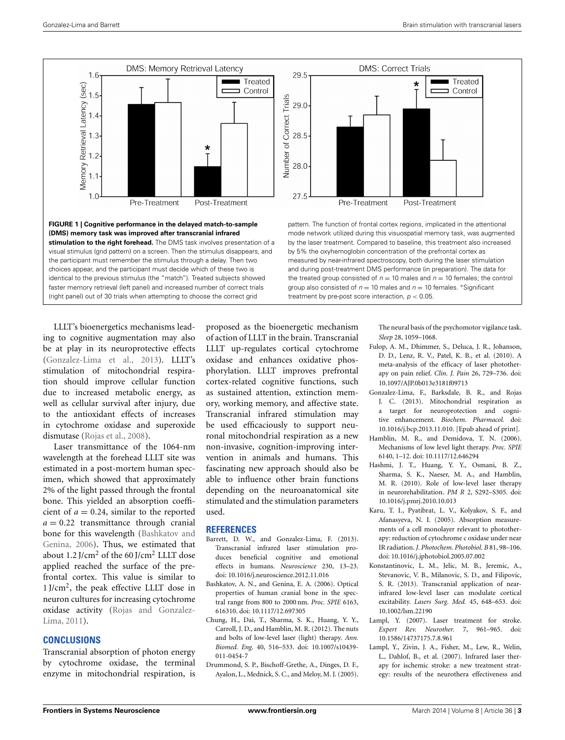**FIGURE 1 | Cognitive performance in the delayed match-to-sample (DMS) memory task was improved after transcranial infrared stimulation to the right forehead.** The DMS task involves presentation of a visual stimulus (grid pattern) on a screen. Then the stimulus disappears, and the participant must remember the stimulus through a delay. Then two choices appear, and the participant must decide which of these two is identical to the previous stimulus (the "match"). Treated subjects showed faster memory retrieval (left panel) and increased number of correct trials (right panel) out of 30 trials when attempting to choose the correct grid pattern. The function of frontal cortex regions, implicated in the attentional mode network utilized during this visuospatial memory task, was augmented by the laser treatment. Compared to baseline, this treatment also increased by 5% the oxyhemoglobin concentration of the prefrontal cortex as measured by near-infrared spectroscopy, both during the laser stimulation and during post-treatment DMS performance (in preparation). The data for the treated group consisted of $n = 10$ males and $n = 10$ females; the control group also consisted of $n = 10$ males and $n = 10$ females. *Significant treatment by pre-post score interaction, $p < 0.05$.

LLLT's bioenergetics mechanisms leading to cognitive augmentation may also be at play in its neuroprotective effects (Gonzalez-Lima et al., 2013). LLLT's stimulation of mitochondrial respiration should improve cellular function due to increased metabolic energy, as well as cellular survival after injury, due to the antioxidant effects of increases in cytochrome oxidase and superoxide dismutase (Rojas et al., 2008).

Laser transmittance of the 1064-nm wavelength at the forehead LLLT site was estimated in a post-mortem human specimen, which showed that approximately 2% of the light passed through the frontal bone. This yielded an absorption coefficient of $a = 0.24$, similar to the reported $a = 0.22$ transmittance through cranial bone for this wavelength (Bashkatov and Genina, 2006). Thus, we estimated that about 1.2 J/cm$^2$ of the 60 J/cm$^2$ LLLT dose applied reached the surface of the prefrontal cortex. This value is similar to 1 J/cm$^2$, the peak effective LLLT dose in neuron cultures for increasing cytochrome oxidase activity (Rojas and Gonzalez-Lima, 2011).

## CONCLUSIONS

Transcranial absorption of photon energy by cytochrome oxidase, the terminal enzyme in mitochondrial respiration, is proposed as the bioenergetic mechanism of action of LLLT in the brain. Transcranial LLLT up-regulates cortical cytochrome oxidase and enhances oxidative phosphorylation. LLLT improves prefrontal cortex-related cognitive functions, such as sustained attention, extinction memory, working memory, and affective state. Transcranial infrared stimulation may be used efficaciously to support neuronal mitochondrial respiration as a new non-invasive, cognition-improving intervention in animals and humans. This fascinating new approach should also be able to influence other brain functions depending on the neuroanatomical site stimulated and the stimulation parameters used.

## REFERENCES

Barrett, D. W., and Gonzalez-Lima, F. (2013). Transcranial infrared laser stimulation produces beneficial cognitive and emotional effects in humans. *Neuroscience* 230, 13–23. doi: 10.1016/j.neuroscience.2012.11.016

Bashkatov, A. N., and Genina, E. A. (2006). Optical properties of human cranial bone in the spectral range from 800 to 2000 nm. *Proc. SPIE* 6163, 616310. doi: 10.1117/12.697305

Chung, H., Dai, T., Sharma, S. K., Huang, Y. Y., Carroll, J. D., and Hamblin, M. R. (2012). The nuts and bolts of low-level laser (light) therapy. *Ann. Biomed. Eng.* 40, 516–533. doi: 10.1007/s10439-011-0454-7

Drummond, S. P., Bischoff-Grethe, A., Dinges, D. F., Ayalon, L., Mednick, S. C., and Meloy, M. J. (2005). The neural basis of the psychomotor vigilance task. *Sleep* 28, 1059–1068.

Fulop, A. M., Dhimmer, S., Deluca, J. R., Johanson, D. D., Lenz, R. V., Patel, K. B., et al. (2010). A meta-analysis of the efficacy of laser phototherapy on pain relief. *Clin. J. Pain* 26, 729–736. doi: 10.1097/AJP.0b013e3181f09713

Gonzalez-Lima, F., Barksdale, B. R., and Rojas J. C. (2013). Mitochondrial respiration as a target for neuroprotection and cognitive enhancement. *Biochem. Pharmacol.* doi: 10.1016/j.bcp.2013.11.010. [Epub ahead of print].

Hamblin, M. R., and Demidova, T. N. (2006). Mechanisms of low level light therapy. *Proc. SPIE* 6140, 1–12. doi: 10.1117/12.646294

Hashmi, J. T., Huang, Y. Y., Osmani, B. Z., Sharma, S. K., Naeser, M. A., and Hamblin, M. R. (2010). Role of low-level laser therapy in neurorehabilitation. *PM R* 2, S292–S305. doi: 10.1016/j.pmrj.2010.10.013

Karu, T. I., Pyatibrat, L. V., Kolyakov, S. F., and Afanasyeva, N. I. (2005). Absorption measurements of a cell monolayer relevant to phototherapy: reduction of cytochrome c oxidase under near IR radiation. *J. Photochem. Photobiol. B* 81, 98–106. doi: 10.1016/j.jphotobiol.2005.07.002

Konstantinovic, L. M., Jelic, M. B., Jeremic, A., Stevanovic, V. B., Milanovic, S. D., and Filipovic, S. R. (2013). Transcranial application of near-infrared low-level laser can modulate cortical excitability. *Lasers Surg. Med.* 45, 648–653. doi: 10.1002/lsm.22190

Lampl, Y. (2007). Laser treatment for stroke. *Expert Rev. Neurother.* 7, 961–965. doi: 10.1586/14737175.7.8.961

Lampl, Y., Zivin, J. A., Fisher, M., Lew, R., Welin, L., Dahlof, B., et al. (2007). Infrared laser therapy for ischemic stroke: a new treatment strategy: results of the neurothera effectiveness and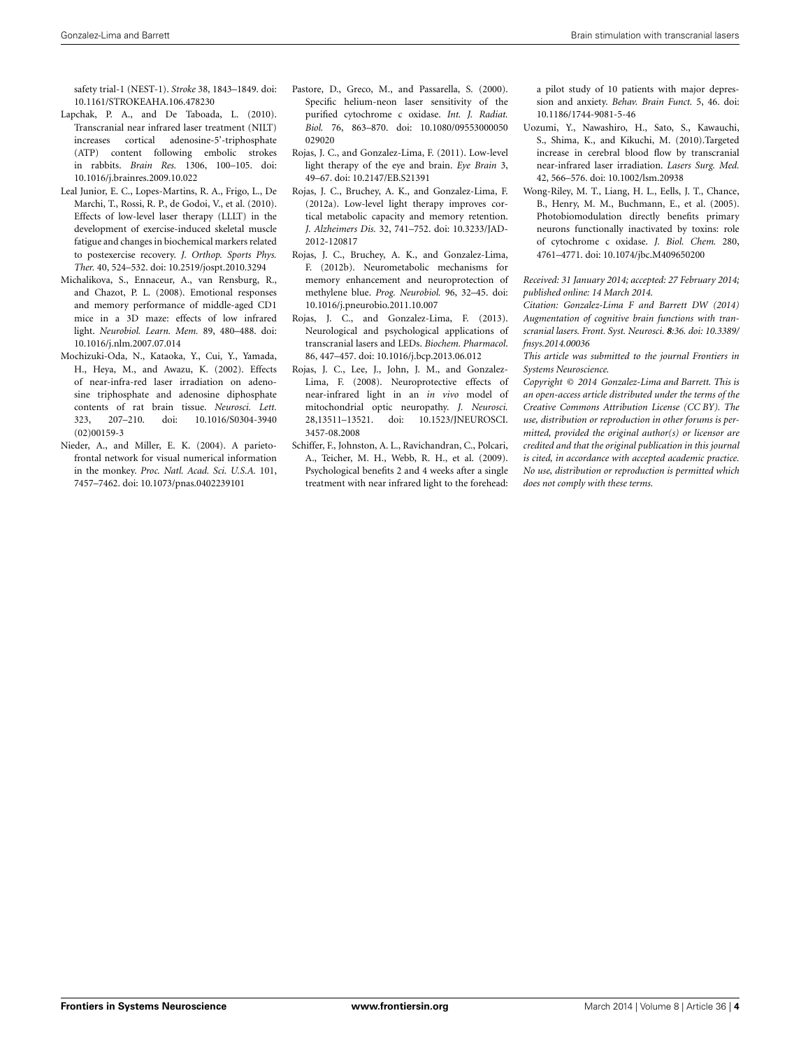safety trial-1 (NEST-1). *Stroke* 38, 1843–1849. doi: 10.1161/STROKEAHA.106.478230

Lapchak, P. A., and De Taboada, L. (2010). Transcranial near infrared laser treatment (NILT) increases cortical adenosine-5'-triphosphate (ATP) content following embolic strokes in rabbits. *Brain Res.* 1306, 100–105. doi: 10.1016/j.brainres.2009.10.022

Leal Junior, E. C., Lopes-Martins, R. A., Frigo, L., De Marchi, T., Rossi, R. P., de Godoi, V., et al. (2010). Effects of low-level laser therapy (LLLT) in the development of exercise-induced skeletal muscle fatigue and changes in biochemical markers related to postexercise recovery. *J. Orthop. Sports Phys. Ther.* 40, 524–532. doi: 10.2519/jospt.2010.3294

Michalikova, S., Ennaceur, A., van Rensburg, R., and Chazot, P. L. (2008). Emotional responses and memory performance of middle-aged CD1 mice in a 3D maze: effects of low infrared light. *Neurobiol. Learn. Mem.* 89, 480–488. doi: 10.1016/j.nlm.2007.07.014

Mochizuki-Oda, N., Kataoka, Y., Cui, Y., Yamada, H., Heya, M., and Awazu, K. (2002). Effects of near-infra-red laser irradiation on adenosine triphosphate and adenosine diphosphate contents of rat brain tissue. *Neurosci. Lett.* 323, 207–210. doi: 10.1016/S0304-3940(02)00159-3

Nieder, A., and Miller, E. K. (2004). A parieto-frontal network for visual numerical information in the monkey. *Proc. Natl. Acad. Sci. U.S.A.* 101, 7457–7462. doi: 10.1073/pnas.0402239101

Pastore, D., Greco, M., and Passarella, S. (2000). Specific helium-neon laser sensitivity of the purified cytochrome c oxidase. *Int. J. Radiat. Biol.* 76, 863–870. doi: 10.1080/09553000050029020

Rojas, J. C., and Gonzalez-Lima, F. (2011). Low-level light therapy of the eye and brain. *Eye Brain* 3, 49–67. doi: 10.2147/EB.S21391

Rojas, J. C., Bruchey, A. K., and Gonzalez-Lima, F. (2012a). Low-level light therapy improves cortical metabolic capacity and memory retention. *J. Alzheimers Dis.* 32, 741–752. doi: 10.3233/JAD-2012-120817

Rojas, J. C., Bruchey, A. K., and Gonzalez-Lima, F. (2012b). Neurometabolic mechanisms for memory enhancement and neuroprotection of methylene blue. *Prog. Neurobiol.* 96, 32–45. doi: 10.1016/j.pneurobio.2011.10.007

Rojas, J. C., and Gonzalez-Lima, F. (2013). Neurological and psychological applications of transcranial lasers and LEDs. *Biochem. Pharmacol.* 86, 447–457. doi: 10.1016/j.bcp.2013.06.012

Rojas, J. C., Lee, J., John, J. M., and Gonzalez-Lima, F. (2008). Neuroprotective effects of near-infrared light in an *in vivo* model of mitochondrial optic neuropathy. *J. Neurosci.* 28,13511–13521. doi: 10.1523/JNEUROSCI.3457-08.2008

Schiffer, F., Johnston, A. L., Ravichandran, C., Polcari, A., Teicher, M. H., Webb, R. H., et al. (2009). Psychological benefits 2 and 4 weeks after a single treatment with near infrared light to the forehead: a pilot study of 10 patients with major depression and anxiety. *Behav. Brain Funct.* 5, 46. doi: 10.1186/1744-9081-5-46

Uozumi, Y., Nawashiro, H., Sato, S., Kawauchi, S., Shima, K., and Kikuchi, M. (2010).Targeted increase in cerebral blood flow by transcranial near-infrared laser irradiation. *Lasers Surg. Med.* 42, 566–576. doi: 10.1002/lsm.20938

Wong-Riley, M. T., Liang, H. L., Eells, J. T., Chance, B., Henry, M. M., Buchmann, E., et al. (2005). Photobiomodulation directly benefits primary neurons functionally inactivated by toxins: role of cytochrome c oxidase. *J. Biol. Chem.* 280, 4761–4771. doi: 10.1074/jbc.M409650200

*Received: 31 January 2014; accepted: 27 February 2014; published online: 14 March 2014.*

*Citation: Gonzalez-Lima F and Barrett DW (2014) Augmentation of cognitive brain functions with transcranial lasers. Front. Syst. Neurosci.* ***8****:36. doi: 10.3389/fnsys.2014.00036*

*This article was submitted to the journal Frontiers in Systems Neuroscience.*

*Copyright © 2014 Gonzalez-Lima and Barrett. This is an open-access article distributed under the terms of the Creative Commons Attribution License (CC BY). The use, distribution or reproduction in other forums is permitted, provided the original author(s) or licensor are credited and that the original publication in this journal is cited, in accordance with accepted academic practice. No use, distribution or reproduction is permitted which does not comply with these terms.*